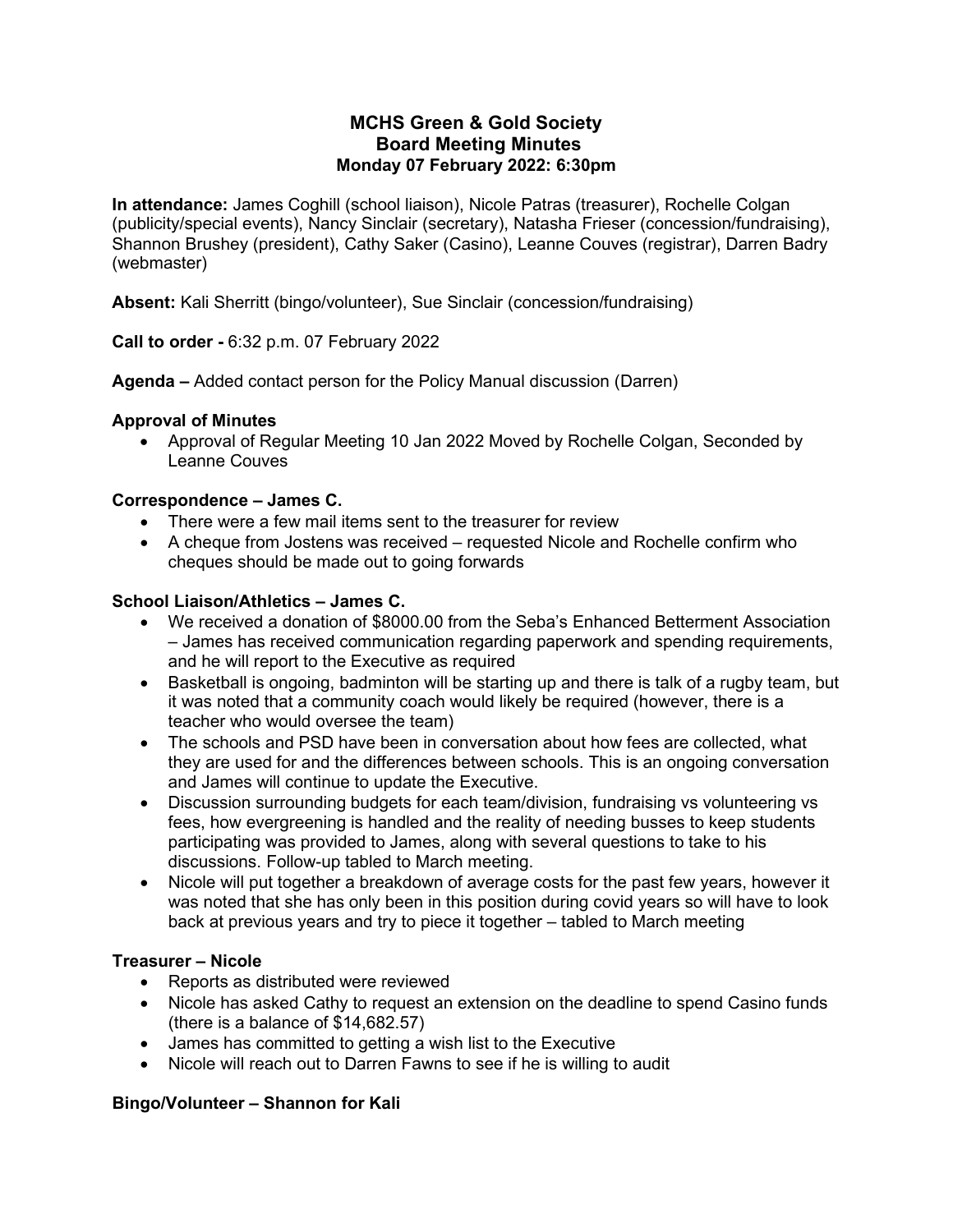# MCHS Green & Gold Society
## Board Meeting Minutes
### Monday 07 February 2022: 6:30pm

**In attendance:** James Coghill (school liaison), Nicole Patras (treasurer), Rochelle Colgan (publicity/special events), Nancy Sinclair (secretary), Natasha Frieser (concession/fundraising), Shannon Brushey (president), Cathy Saker (Casino), Leanne Couves (registrar), Darren Badry (webmaster)

**Absent:** Kali Sherritt (bingo/volunteer), Sue Sinclair (concession/fundraising)

**Call to order -** 6:32 p.m. 07 February 2022

**Agenda –** Added contact person for the Policy Manual discussion (Darren)

### Approval of Minutes

- Approval of Regular Meeting 10 Jan 2022 Moved by Rochelle Colgan, Seconded by Leanne Couves

### Correspondence – James C.

- There were a few mail items sent to the treasurer for review
- A cheque from Jostens was received – requested Nicole and Rochelle confirm who cheques should be made out to going forwards

### School Liaison/Athletics – James C.

- We received a donation of $8000.00 from the Seba's Enhanced Betterment Association – James has received communication regarding paperwork and spending requirements, and he will report to the Executive as required
- Basketball is ongoing, badminton will be starting up and there is talk of a rugby team, but it was noted that a community coach would likely be required (however, there is a teacher who would oversee the team)
- The schools and PSD have been in conversation about how fees are collected, what they are used for and the differences between schools. This is an ongoing conversation and James will continue to update the Executive.
- Discussion surrounding budgets for each team/division, fundraising vs volunteering vs fees, how evergreening is handled and the reality of needing busses to keep students participating was provided to James, along with several questions to take to his discussions. Follow-up tabled to March meeting.
- Nicole will put together a breakdown of average costs for the past few years, however it was noted that she has only been in this position during covid years so will have to look back at previous years and try to piece it together – tabled to March meeting

### Treasurer – Nicole

- Reports as distributed were reviewed
- Nicole has asked Cathy to request an extension on the deadline to spend Casino funds (there is a balance of $14,682.57)
- James has committed to getting a wish list to the Executive
- Nicole will reach out to Darren Fawns to see if he is willing to audit

### Bingo/Volunteer – Shannon for Kali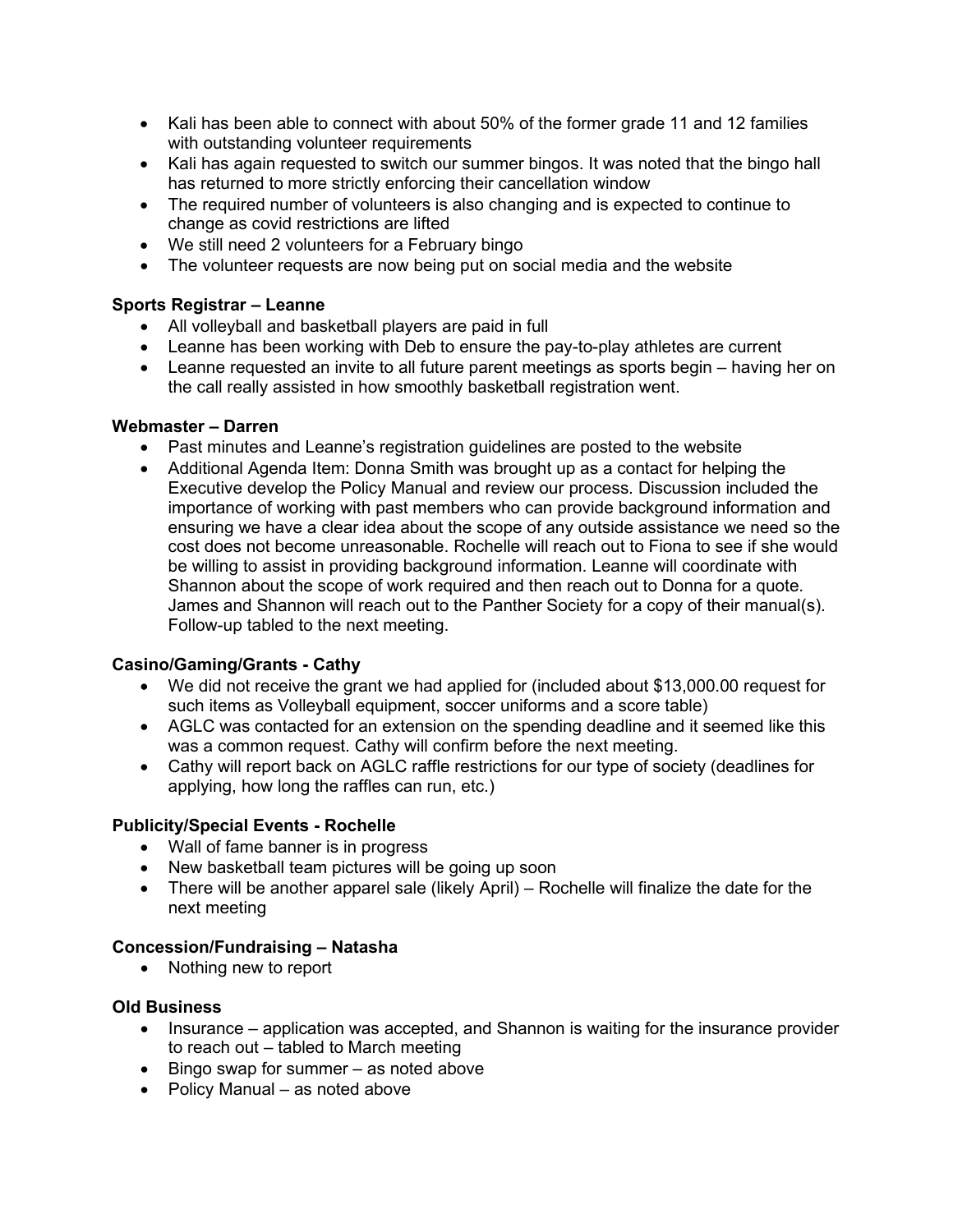- Kali has been able to connect with about 50% of the former grade 11 and 12 families with outstanding volunteer requirements
- Kali has again requested to switch our summer bingos. It was noted that the bingo hall has returned to more strictly enforcing their cancellation window
- The required number of volunteers is also changing and is expected to continue to change as covid restrictions are lifted
- We still need 2 volunteers for a February bingo
- The volunteer requests are now being put on social media and the website

**Sports Registrar – Leanne**

- All volleyball and basketball players are paid in full
- Leanne has been working with Deb to ensure the pay-to-play athletes are current
- Leanne requested an invite to all future parent meetings as sports begin – having her on the call really assisted in how smoothly basketball registration went.

**Webmaster – Darren**

- Past minutes and Leanne's registration guidelines are posted to the website
- Additional Agenda Item: Donna Smith was brought up as a contact for helping the Executive develop the Policy Manual and review our process. Discussion included the importance of working with past members who can provide background information and ensuring we have a clear idea about the scope of any outside assistance we need so the cost does not become unreasonable. Rochelle will reach out to Fiona to see if she would be willing to assist in providing background information. Leanne will coordinate with Shannon about the scope of work required and then reach out to Donna for a quote. James and Shannon will reach out to the Panther Society for a copy of their manual(s). Follow-up tabled to the next meeting.

**Casino/Gaming/Grants - Cathy**

- We did not receive the grant we had applied for (included about $13,000.00 request for such items as Volleyball equipment, soccer uniforms and a score table)
- AGLC was contacted for an extension on the spending deadline and it seemed like this was a common request. Cathy will confirm before the next meeting.
- Cathy will report back on AGLC raffle restrictions for our type of society (deadlines for applying, how long the raffles can run, etc.)

**Publicity/Special Events - Rochelle**

- Wall of fame banner is in progress
- New basketball team pictures will be going up soon
- There will be another apparel sale (likely April) – Rochelle will finalize the date for the next meeting

**Concession/Fundraising – Natasha**

- Nothing new to report

**Old Business**

- Insurance – application was accepted, and Shannon is waiting for the insurance provider to reach out – tabled to March meeting
- Bingo swap for summer – as noted above
- Policy Manual – as noted above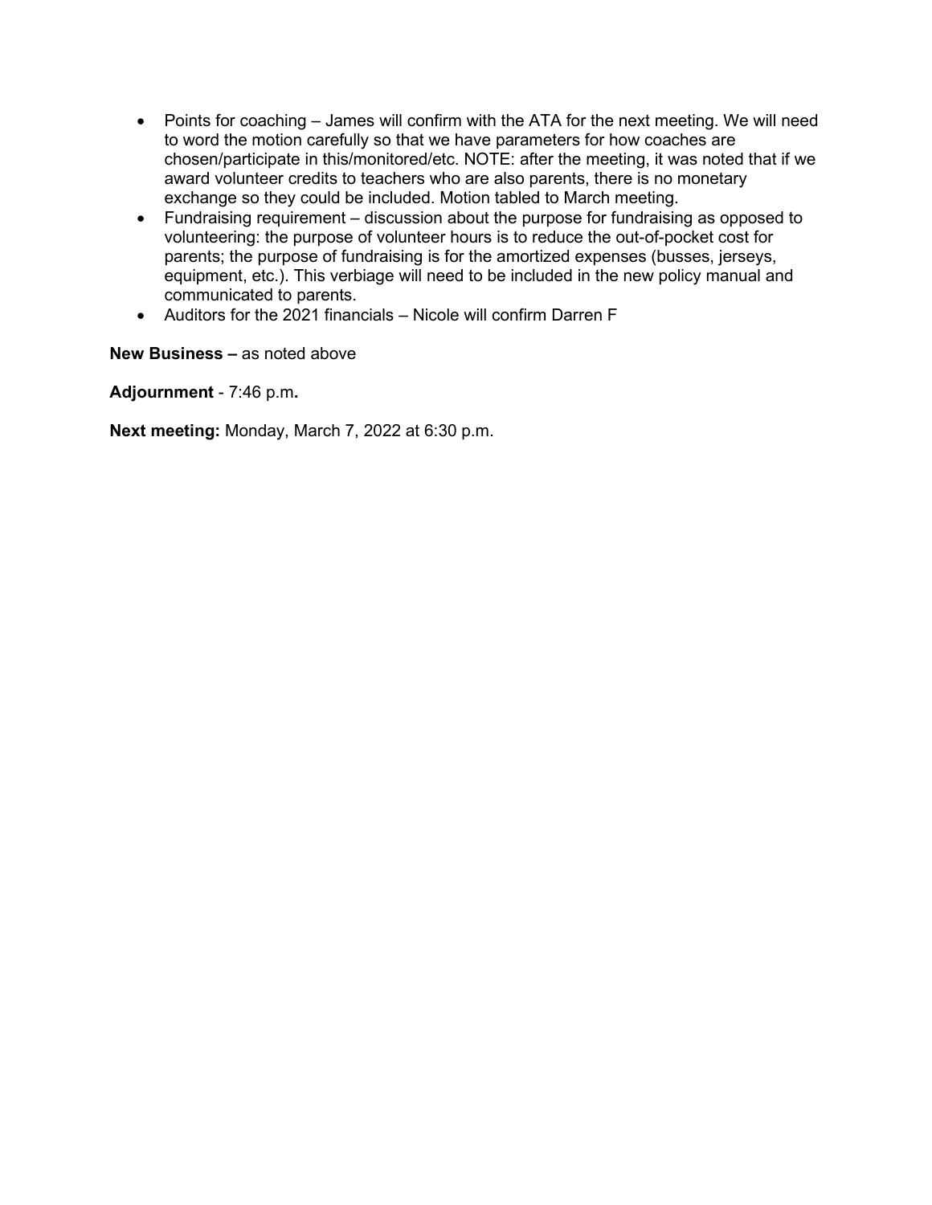- Points for coaching – James will confirm with the ATA for the next meeting. We will need to word the motion carefully so that we have parameters for how coaches are chosen/participate in this/monitored/etc. NOTE: after the meeting, it was noted that if we award volunteer credits to teachers who are also parents, there is no monetary exchange so they could be included. Motion tabled to March meeting.
- Fundraising requirement – discussion about the purpose for fundraising as opposed to volunteering: the purpose of volunteer hours is to reduce the out-of-pocket cost for parents; the purpose of fundraising is for the amortized expenses (busses, jerseys, equipment, etc.). This verbiage will need to be included in the new policy manual and communicated to parents.
- Auditors for the 2021 financials – Nicole will confirm Darren F

**New Business –** as noted above

**Adjournment** - 7:46 p.m**.**

**Next meeting:** Monday, March 7, 2022 at 6:30 p.m.